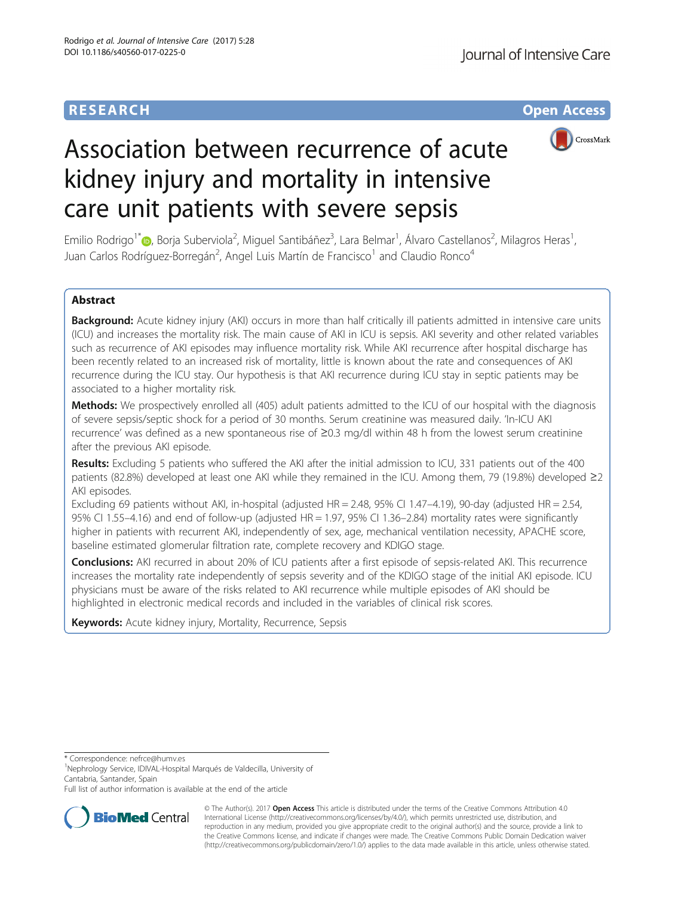RESEARCH Open Access

# Association between recurrence of acute kidney injury and mortality in intensive care unit patients with severe sepsis

Emilio Rodrigo[1*], Borja Suberviola[2], Miguel Santibáñez[3], Lara Belmar[1], Álvaro Castellanos[2], Milagros Heras[1], Juan Carlos Rodríguez-Borregán[2], Angel Luis Martín de Francisco[1] and Claudio Ronco[4]

## Abstract

**Background:** Acute kidney injury (AKI) occurs in more than half critically ill patients admitted in intensive care units (ICU) and increases the mortality risk. The main cause of AKI in ICU is sepsis. AKI severity and other related variables such as recurrence of AKI episodes may influence mortality risk. While AKI recurrence after hospital discharge has been recently related to an increased risk of mortality, little is known about the rate and consequences of AKI recurrence during the ICU stay. Our hypothesis is that AKI recurrence during ICU stay in septic patients may be associated to a higher mortality risk.

**Methods:** We prospectively enrolled all (405) adult patients admitted to the ICU of our hospital with the diagnosis of severe sepsis/septic shock for a period of 30 months. Serum creatinine was measured daily. 'In-ICU AKI recurrence' was defined as a new spontaneous rise of ≥0.3 mg/dl within 48 h from the lowest serum creatinine after the previous AKI episode.

**Results:** Excluding 5 patients who suffered the AKI after the initial admission to ICU, 331 patients out of the 400 patients (82.8%) developed at least one AKI while they remained in the ICU. Among them, 79 (19.8%) developed ≥2 AKI episodes.

Excluding 69 patients without AKI, in-hospital (adjusted HR = 2.48, 95% CI 1.47–4.19), 90-day (adjusted HR = 2.54, 95% CI 1.55–4.16) and end of follow-up (adjusted HR = 1.97, 95% CI 1.36–2.84) mortality rates were significantly higher in patients with recurrent AKI, independently of sex, age, mechanical ventilation necessity, APACHE score, baseline estimated glomerular filtration rate, complete recovery and KDIGO stage.

**Conclusions:** AKI recurred in about 20% of ICU patients after a first episode of sepsis-related AKI. This recurrence increases the mortality rate independently of sepsis severity and of the KDIGO stage of the initial AKI episode. ICU physicians must be aware of the risks related to AKI recurrence while multiple episodes of AKI should be highlighted in electronic medical records and included in the variables of clinical risk scores.

**Keywords:** Acute kidney injury, Mortality, Recurrence, Sepsis

\* Correspondence: nefrce@humv.es
[1]Nephrology Service, IDIVAL-Hospital Marqués de Valdecilla, University of Cantabria, Santander, Spain
Full list of author information is available at the end of the article

© The Author(s). 2017 **Open Access** This article is distributed under the terms of the Creative Commons Attribution 4.0 International License (http://creativecommons.org/licenses/by/4.0/), which permits unrestricted use, distribution, and reproduction in any medium, provided you give appropriate credit to the original author(s) and the source, provide a link to the Creative Commons license, and indicate if changes were made. The Creative Commons Public Domain Dedication waiver (http://creativecommons.org/publicdomain/zero/1.0/) applies to the data made available in this article, unless otherwise stated.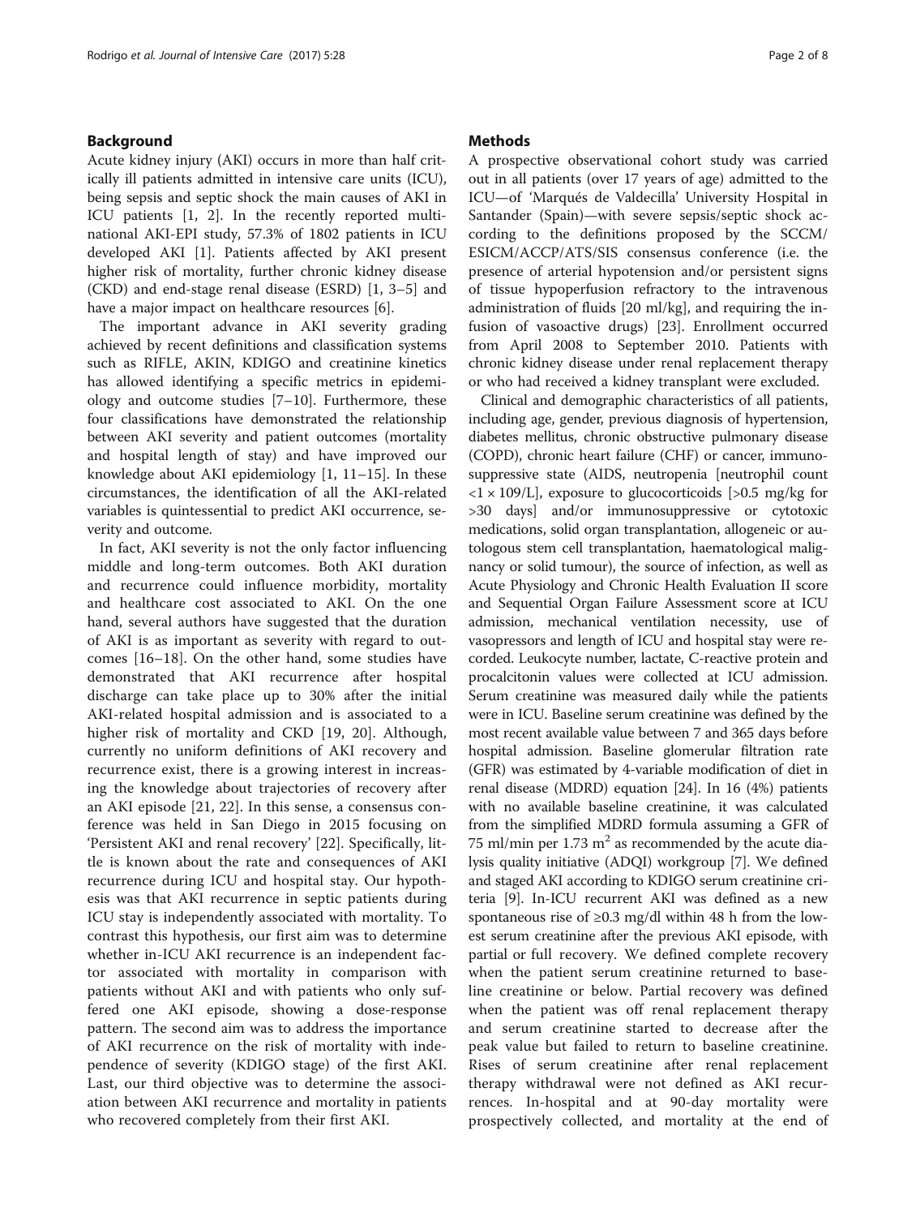## Background

Acute kidney injury (AKI) occurs in more than half critically ill patients admitted in intensive care units (ICU), being sepsis and septic shock the main causes of AKI in ICU patients [1, 2]. In the recently reported multinational AKI-EPI study, 57.3% of 1802 patients in ICU developed AKI [1]. Patients affected by AKI present higher risk of mortality, further chronic kidney disease (CKD) and end-stage renal disease (ESRD) [1, 3–5] and have a major impact on healthcare resources [6].

The important advance in AKI severity grading achieved by recent definitions and classification systems such as RIFLE, AKIN, KDIGO and creatinine kinetics has allowed identifying a specific metrics in epidemiology and outcome studies [7–10]. Furthermore, these four classifications have demonstrated the relationship between AKI severity and patient outcomes (mortality and hospital length of stay) and have improved our knowledge about AKI epidemiology [1, 11–15]. In these circumstances, the identification of all the AKI-related variables is quintessential to predict AKI occurrence, severity and outcome.

In fact, AKI severity is not the only factor influencing middle and long-term outcomes. Both AKI duration and recurrence could influence morbidity, mortality and healthcare cost associated to AKI. On the one hand, several authors have suggested that the duration of AKI is as important as severity with regard to outcomes [16–18]. On the other hand, some studies have demonstrated that AKI recurrence after hospital discharge can take place up to 30% after the initial AKI-related hospital admission and is associated to a higher risk of mortality and CKD [19, 20]. Although, currently no uniform definitions of AKI recovery and recurrence exist, there is a growing interest in increasing the knowledge about trajectories of recovery after an AKI episode [21, 22]. In this sense, a consensus conference was held in San Diego in 2015 focusing on 'Persistent AKI and renal recovery' [22]. Specifically, little is known about the rate and consequences of AKI recurrence during ICU and hospital stay. Our hypothesis was that AKI recurrence in septic patients during ICU stay is independently associated with mortality. To contrast this hypothesis, our first aim was to determine whether in-ICU AKI recurrence is an independent factor associated with mortality in comparison with patients without AKI and with patients who only suffered one AKI episode, showing a dose-response pattern. The second aim was to address the importance of AKI recurrence on the risk of mortality with independence of severity (KDIGO stage) of the first AKI. Last, our third objective was to determine the association between AKI recurrence and mortality in patients who recovered completely from their first AKI.

## Methods

A prospective observational cohort study was carried out in all patients (over 17 years of age) admitted to the ICU—of 'Marqués de Valdecilla' University Hospital in Santander (Spain)—with severe sepsis/septic shock according to the definitions proposed by the SCCM/ESICM/ACCP/ATS/SIS consensus conference (i.e. the presence of arterial hypotension and/or persistent signs of tissue hypoperfusion refractory to the intravenous administration of fluids [20 ml/kg], and requiring the infusion of vasoactive drugs) [23]. Enrollment occurred from April 2008 to September 2010. Patients with chronic kidney disease under renal replacement therapy or who had received a kidney transplant were excluded.

Clinical and demographic characteristics of all patients, including age, gender, previous diagnosis of hypertension, diabetes mellitus, chronic obstructive pulmonary disease (COPD), chronic heart failure (CHF) or cancer, immunosuppressive state (AIDS, neutropenia [neutrophil count $<1 \times 109/L$], exposure to glucocorticoids [>0.5 mg/kg for >30 days] and/or immunosuppressive or cytotoxic medications, solid organ transplantation, allogeneic or autologous stem cell transplantation, haematological malignancy or solid tumour), the source of infection, as well as Acute Physiology and Chronic Health Evaluation II score and Sequential Organ Failure Assessment score at ICU admission, mechanical ventilation necessity, use of vasopressors and length of ICU and hospital stay were recorded. Leukocyte number, lactate, C-reactive protein and procalcitonin values were collected at ICU admission. Serum creatinine was measured daily while the patients were in ICU. Baseline serum creatinine was defined by the most recent available value between 7 and 365 days before hospital admission. Baseline glomerular filtration rate (GFR) was estimated by 4-variable modification of diet in renal disease (MDRD) equation [24]. In 16 (4%) patients with no available baseline creatinine, it was calculated from the simplified MDRD formula assuming a GFR of 75 ml/min per 1.73 $m^2$ as recommended by the acute dialysis quality initiative (ADQI) workgroup [7]. We defined and staged AKI according to KDIGO serum creatinine criteria [9]. In-ICU recurrent AKI was defined as a new spontaneous rise of ≥0.3 mg/dl within 48 h from the lowest serum creatinine after the previous AKI episode, with partial or full recovery. We defined complete recovery when the patient serum creatinine returned to baseline creatinine or below. Partial recovery was defined when the patient was off renal replacement therapy and serum creatinine started to decrease after the peak value but failed to return to baseline creatinine. Rises of serum creatinine after renal replacement therapy withdrawal were not defined as AKI recurrences. In-hospital and at 90-day mortality were prospectively collected, and mortality at the end of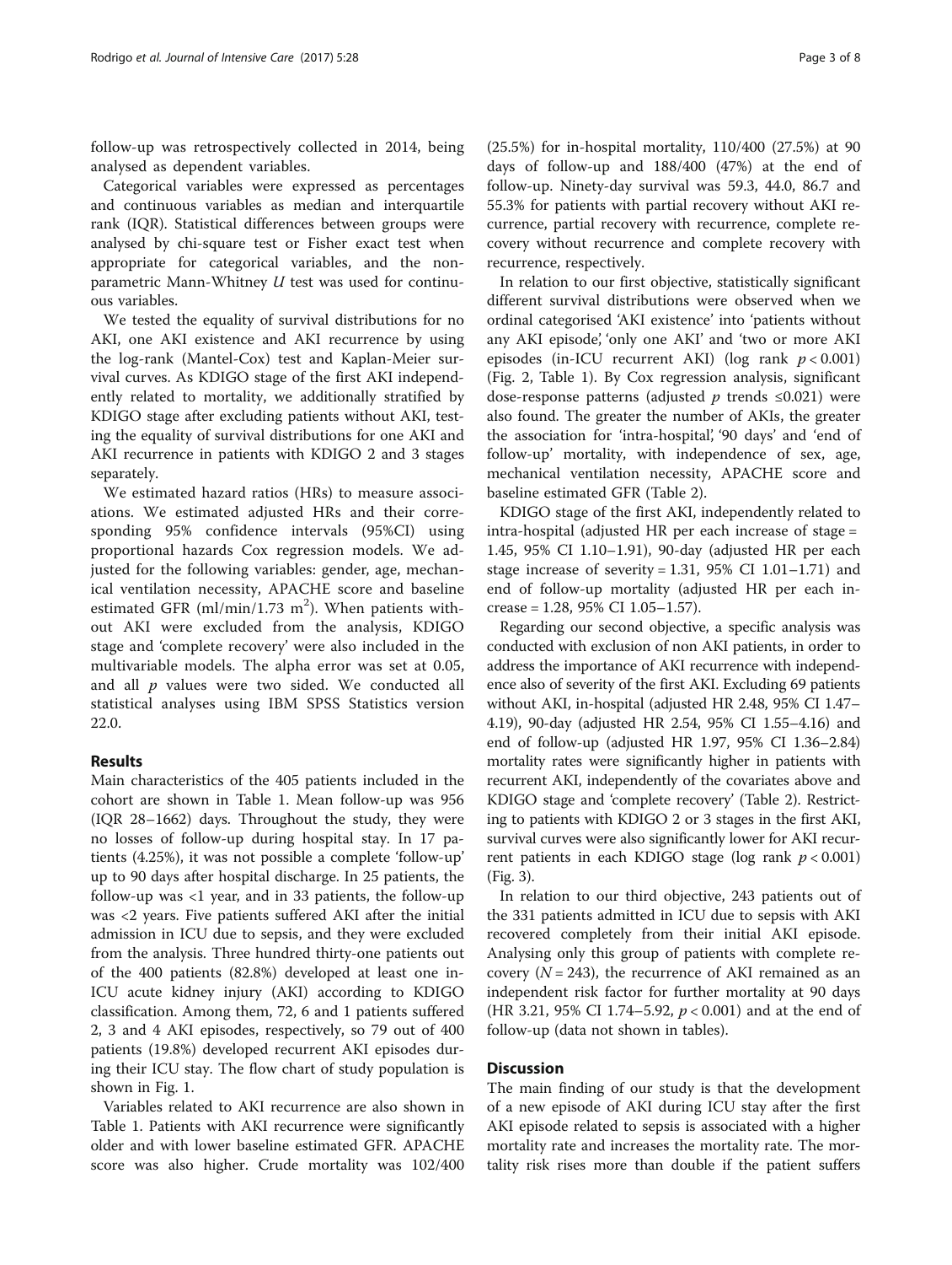follow-up was retrospectively collected in 2014, being analysed as dependent variables.

Categorical variables were expressed as percentages and continuous variables as median and interquartile rank (IQR). Statistical differences between groups were analysed by chi-square test or Fisher exact test when appropriate for categorical variables, and the non-parametric Mann-Whitney $U$ test was used for continuous variables.

We tested the equality of survival distributions for no AKI, one AKI existence and AKI recurrence by using the log-rank (Mantel-Cox) test and Kaplan-Meier survival curves. As KDIGO stage of the first AKI independently related to mortality, we additionally stratified by KDIGO stage after excluding patients without AKI, testing the equality of survival distributions for one AKI and AKI recurrence in patients with KDIGO 2 and 3 stages separately.

We estimated hazard ratios (HRs) to measure associations. We estimated adjusted HRs and their corresponding 95% confidence intervals (95%CI) using proportional hazards Cox regression models. We adjusted for the following variables: gender, age, mechanical ventilation necessity, APACHE score and baseline estimated GFR (ml/min/1.73 $m^2$). When patients without AKI were excluded from the analysis, KDIGO stage and 'complete recovery' were also included in the multivariable models. The alpha error was set at 0.05, and all $p$ values were two sided. We conducted all statistical analyses using IBM SPSS Statistics version 22.0.

## Results

Main characteristics of the 405 patients included in the cohort are shown in Table 1. Mean follow-up was 956 (IQR 28–1662) days. Throughout the study, they were no losses of follow-up during hospital stay. In 17 patients (4.25%), it was not possible a complete 'follow-up' up to 90 days after hospital discharge. In 25 patients, the follow-up was <1 year, and in 33 patients, the follow-up was <2 years. Five patients suffered AKI after the initial admission in ICU due to sepsis, and they were excluded from the analysis. Three hundred thirty-one patients out of the 400 patients (82.8%) developed at least one in-ICU acute kidney injury (AKI) according to KDIGO classification. Among them, 72, 6 and 1 patients suffered 2, 3 and 4 AKI episodes, respectively, so 79 out of 400 patients (19.8%) developed recurrent AKI episodes during their ICU stay. The flow chart of study population is shown in Fig. 1.

Variables related to AKI recurrence are also shown in Table 1. Patients with AKI recurrence were significantly older and with lower baseline estimated GFR. APACHE score was also higher. Crude mortality was 102/400 (25.5%) for in-hospital mortality, 110/400 (27.5%) at 90 days of follow-up and 188/400 (47%) at the end of follow-up. Ninety-day survival was 59.3, 44.0, 86.7 and 55.3% for patients with partial recovery without AKI recurrence, partial recovery with recurrence, complete recovery without recurrence and complete recovery with recurrence, respectively.

In relation to our first objective, statistically significant different survival distributions were observed when we ordinal categorised 'AKI existence' into 'patients without any AKI episode', 'only one AKI' and 'two or more AKI episodes (in-ICU recurrent AKI) (log rank $p < 0.001$) (Fig. 2, Table 1). By Cox regression analysis, significant dose-response patterns (adjusted $p$ trends ≤0.021) were also found. The greater the number of AKIs, the greater the association for 'intra-hospital', '90 days' and 'end of follow-up' mortality, with independence of sex, age, mechanical ventilation necessity, APACHE score and baseline estimated GFR (Table 2).

KDIGO stage of the first AKI, independently related to intra-hospital (adjusted HR per each increase of stage = 1.45, 95% CI 1.10–1.91), 90-day (adjusted HR per each stage increase of severity = 1.31, 95% CI 1.01–1.71) and end of follow-up mortality (adjusted HR per each increase = 1.28, 95% CI 1.05–1.57).

Regarding our second objective, a specific analysis was conducted with exclusion of non AKI patients, in order to address the importance of AKI recurrence with independence also of severity of the first AKI. Excluding 69 patients without AKI, in-hospital (adjusted HR 2.48, 95% CI 1.47–4.19), 90-day (adjusted HR 2.54, 95% CI 1.55–4.16) and end of follow-up (adjusted HR 1.97, 95% CI 1.36–2.84) mortality rates were significantly higher in patients with recurrent AKI, independently of the covariates above and KDIGO stage and 'complete recovery' (Table 2). Restricting to patients with KDIGO 2 or 3 stages in the first AKI, survival curves were also significantly lower for AKI recurrent patients in each KDIGO stage (log rank $p < 0.001$) (Fig. 3).

In relation to our third objective, 243 patients out of the 331 patients admitted in ICU due to sepsis with AKI recovered completely from their initial AKI episode. Analysing only this group of patients with complete recovery ($N = 243$), the recurrence of AKI remained as an independent risk factor for further mortality at 90 days (HR 3.21, 95% CI 1.74–5.92, $p < 0.001$) and at the end of follow-up (data not shown in tables).

## Discussion

The main finding of our study is that the development of a new episode of AKI during ICU stay after the first AKI episode related to sepsis is associated with a higher mortality rate and increases the mortality rate. The mortality risk rises more than double if the patient suffers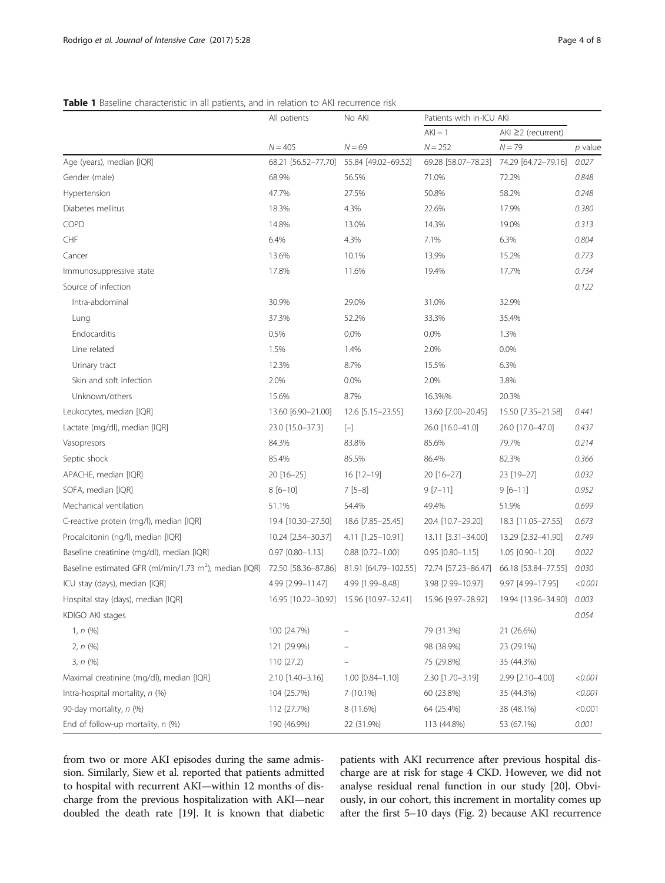**Table 1** Baseline characteristic in all patients, and in relation to AKI recurrence risk

| | All patients | No AKI | Patients with in-ICU AKI | | |
|---|---|---|---|---|---|
| | | | AKI = 1 | AKI ≥2 (recurrent) | |
| | *N* = 405 | *N* = 69 | *N* = 252 | *N* = 79 | *p* value |
| Age (years), median [IQR] | 68.21 [56.52–77.70] | 55.84 [49.02–69.52] | 69.28 [58.07–78.23] | 74.29 [64.72–79.16] | *0.027* |
| Gender (male) | 68.9% | 56.5% | 71.0% | 72.2% | *0.848* |
| Hypertension | 47.7% | 27.5% | 50.8% | 58.2% | *0.248* |
| Diabetes mellitus | 18.3% | 4.3% | 22.6% | 17.9% | *0.380* |
| COPD | 14.8% | 13.0% | 14.3% | 19.0% | *0.313* |
| CHF | 6.4% | 4.3% | 7.1% | 6.3% | *0.804* |
| Cancer | 13.6% | 10.1% | 13.9% | 15.2% | *0.773* |
| Immunosuppressive state | 17.8% | 11.6% | 19.4% | 17.7% | *0.734* |
| Source of infection | | | | | *0.122* |
| Intra-abdominal | 30.9% | 29.0% | 31.0% | 32.9% | |
| Lung | 37.3% | 52.2% | 33.3% | 35.4% | |
| Endocarditis | 0.5% | 0.0% | 0.0% | 1.3% | |
| Line related | 1.5% | 1.4% | 2.0% | 0.0% | |
| Urinary tract | 12.3% | 8.7% | 15.5% | 6.3% | |
| Skin and soft infection | 2.0% | 0.0% | 2.0% | 3.8% | |
| Unknown/others | 15.6% | 8.7% | 16.3%% | 20.3% | |
| Leukocytes, median [IQR] | 13.60 [6.90–21.00] | 12.6 [5.15–23.55] | 13.60 [7.00–20.45] | 15.50 [7.35–21.58] | *0.441* |
| Lactate (mg/dl), median [IQR] | 23.0 [15.0–37.3] | [–] | 26.0 [16.0–41.0] | 26.0 [17.0–47.0] | *0.437* |
| Vasopresors | 84.3% | 83.8% | 85.6% | 79.7% | *0.214* |
| Septic shock | 85.4% | 85.5% | 86.4% | 82.3% | *0.366* |
| APACHE, median [IQR] | 20 [16–25] | 16 [12–19] | 20 [16–27] | 23 [19–27] | *0.032* |
| SOFA, median [IQR] | 8 [6–10] | 7 [5–8] | 9 [7–11] | 9 [6–11] | *0.952* |
| Mechanical ventilation | 51.1% | 54.4% | 49.4% | 51.9% | *0.699* |
| C-reactive protein (mg/l), median [IQR] | 19.4 [10.30–27.50] | 18.6 [7.85–25.45] | 20.4 [10.7–29.20] | 18.3 [11.05–27.55] | *0.673* |
| Procalcitonin (ng/l), median [IQR] | 10.24 [2.54–30.37] | 4.11 [1.25–10.91] | 13.11 [3.31–34.00] | 13.29 [2.32–41.90] | *0.749* |
| Baseline creatinine (mg/dl), median [IQR] | 0.97 [0.80–1.13] | 0.88 [0.72–1.00] | 0.95 [0.80–1.15] | 1.05 [0.90–1.20] | *0.022* |
| Baseline estimated GFR (ml/min/1.73 m$^2$), median [IQR] | 72.50 [58.36–87.86] | 81.91 [64.79–102.55] | 72.74 [57.23–86.47] | 66.18 [53.84–77.55] | *0.030* |
| ICU stay (days), median [IQR] | 4.99 [2.99–11.47] | 4.99 [1.99–8.48] | 3.98 [2.99–10.97] | 9.97 [4.99–17.95] | *<0.001* |
| Hospital stay (days), median [IQR] | 16.95 [10.22–30.92] | 15.96 [10.97–32.41] | 15.96 [9.97–28.92] | 19.94 [13.96–34.90] | *0.003* |
| KDIGO AKI stages | | | | | *0.054* |
| 1, *n* (%) | 100 (24.7%) | – | 79 (31.3%) | 21 (26.6%) | |
| 2, *n* (%) | 121 (29.9%) | – | 98 (38.9%) | 23 (29.1%) | |
| 3, *n* (%) | 110 (27.2) | – | 75 (29.8%) | 35 (44.3%) | |
| Maximal creatinine (mg/dl), median [IQR] | 2.10 [1.40–3.16] | 1.00 [0.84–1.10] | 2.30 [1.70–3.19] | 2.99 [2.10–4.00] | *<0.001* |
| Intra-hospital mortality, *n* (%) | 104 (25.7%) | 7 (10.1%) | 60 (23.8%) | 35 (44.3%) | *<0.001* |
| 90-day mortality, *n* (%) | 112 (27.7%) | 8 (11.6%) | 64 (25.4%) | 38 (48.1%) | <0.001 |
| End of follow-up mortality, *n* (%) | 190 (46.9%) | 22 (31.9%) | 113 (44.8%) | 53 (67.1%) | *0.001* |

from two or more AKI episodes during the same admission. Similarly, Siew et al. reported that patients admitted to hospital with recurrent AKI—within 12 months of discharge from the previous hospitalization with AKI—near doubled the death rate [19]. It is known that diabetic patients with AKI recurrence after previous hospital discharge are at risk for stage 4 CKD. However, we did not analyse residual renal function in our study [20]. Obviously, in our cohort, this increment in mortality comes up after the first 5–10 days (Fig. 2) because AKI recurrence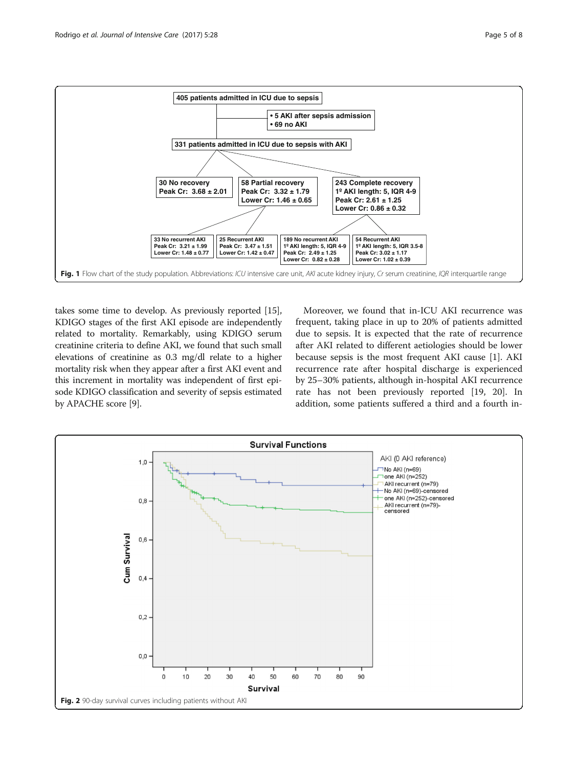Fig. 1 Flow chart of the study population. Abbreviations: *ICU* intensive care unit, *AKI* acute kidney injury, *Cr* serum creatinine, *IQR* interquartile range

takes some time to develop. As previously reported [15], KDIGO stages of the first AKI episode are independently related to mortality. Remarkably, using KDIGO serum creatinine criteria to define AKI, we found that such small elevations of creatinine as 0.3 mg/dl relate to a higher mortality risk when they appear after a first AKI event and this increment in mortality was independent of first episode KDIGO classification and severity of sepsis estimated by APACHE score [9].

Moreover, we found that in-ICU AKI recurrence was frequent, taking place in up to 20% of patients admitted due to sepsis. It is expected that the rate of recurrence after AKI related to different aetiologies should be lower because sepsis is the most frequent AKI cause [1]. AKI recurrence rate after hospital discharge is experienced by 25–30% patients, although in-hospital AKI recurrence rate has not been previously reported [19, 20]. In addition, some patients suffered a third and a fourth in-

Fig. 2 90-day survival curves including patients without AKI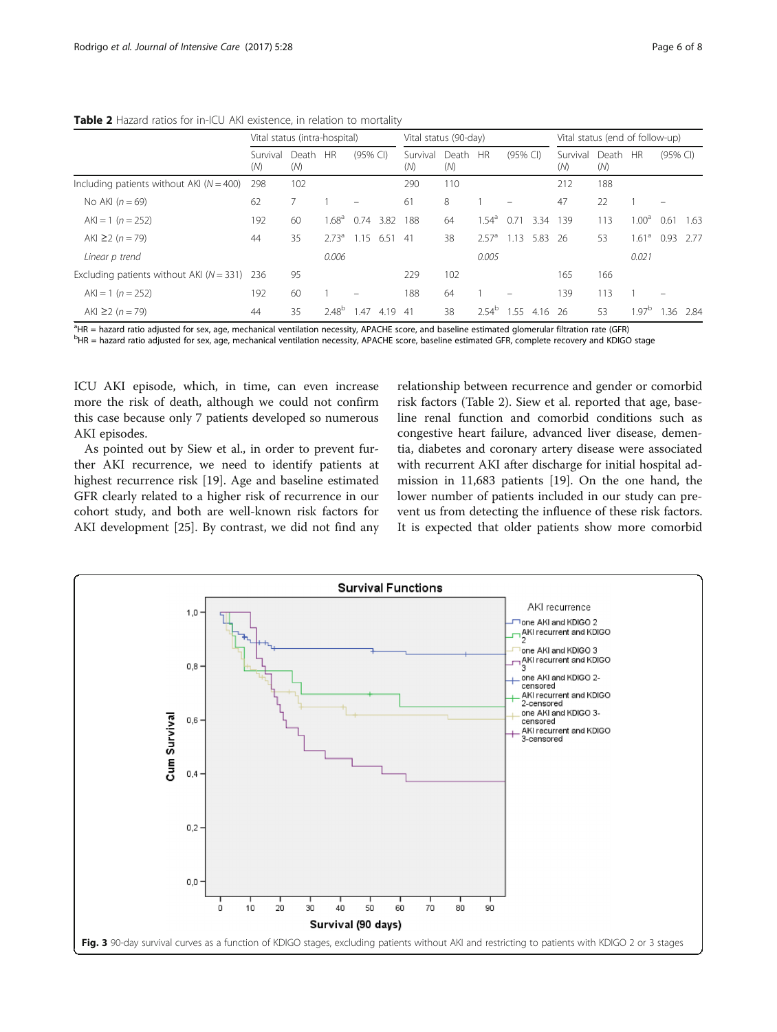**Table 2** Hazard ratios for in-ICU AKI existence, in relation to mortality

| | Vital status (intra-hospital) | | | | | Vital status (90-day) | | | | | Vital status (end of follow-up) | | | | |
|---|---|---|---|---|---|---|---|---|---|---|---|---|---|---|---|
| | Survival (N) | Death (N) | HR | (95% CI) | | Survival (N) | Death (N) | HR | (95% CI) | | Survival (N) | Death (N) | HR | (95% CI) | |
| Including patients without AKI (N = 400) | 298 | 102 | | | | 290 | 110 | | | | 212 | 188 | | | |
| No AKI (n = 69) | 62 | 7 | 1 | – | | 61 | 8 | 1 | – | | 47 | 22 | 1 | – | |
| AKI = 1 (n = 252) | 192 | 60 | 1.68[a] | 0.74 | 3.82 | 188 | 64 | 1.54[a] | 0.71 | 3.34 | 139 | 113 | 1.00[a] | 0.61 | 1.63 |
| AKI ≥2 (n = 79) | 44 | 35 | 2.73[a] | 1.15 | 6.51 | 41 | 38 | 2.57[a] | 1.13 | 5.83 | 26 | 53 | 1.61[a] | 0.93 | 2.77 |
| *Linear p trend* | | | *0.006* | | | | | *0.005* | | | | | *0.021* | | |
| Excluding patients without AKI (N = 331) | 236 | 95 | | | | 229 | 102 | | | | 165 | 166 | | | |
| AKI = 1 (n = 252) | 192 | 60 | 1 | – | | 188 | 64 | 1 | – | | 139 | 113 | 1 | – | |
| AKI ≥2 (n = 79) | 44 | 35 | 2.48[b] | 1.47 | 4.19 | 41 | 38 | 2.54[b] | 1.55 | 4.16 | 26 | 53 | 1.97[b] | 1.36 | 2.84 |

[a]HR = hazard ratio adjusted for sex, age, mechanical ventilation necessity, APACHE score, and baseline estimated glomerular filtration rate (GFR)
[b]HR = hazard ratio adjusted for sex, age, mechanical ventilation necessity, APACHE score, baseline estimated GFR, complete recovery and KDIGO stage

ICU AKI episode, which, in time, can even increase more the risk of death, although we could not confirm this case because only 7 patients developed so numerous AKI episodes.

As pointed out by Siew et al., in order to prevent further AKI recurrence, we need to identify patients at highest recurrence risk [19]. Age and baseline estimated GFR clearly related to a higher risk of recurrence in our cohort study, and both are well-known risk factors for AKI development [25]. By contrast, we did not find any relationship between recurrence and gender or comorbid risk factors (Table 2). Siew et al. reported that age, baseline renal function and comorbid conditions such as congestive heart failure, advanced liver disease, dementia, diabetes and coronary artery disease were associated with recurrent AKI after discharge for initial hospital admission in 11,683 patients [19]. On the one hand, the lower number of patients included in our study can prevent us from detecting the influence of these risk factors. It is expected that older patients show more comorbid

**Fig. 3** 90-day survival curves as a function of KDIGO stages, excluding patients without AKI and restricting to patients with KDIGO 2 or 3 stages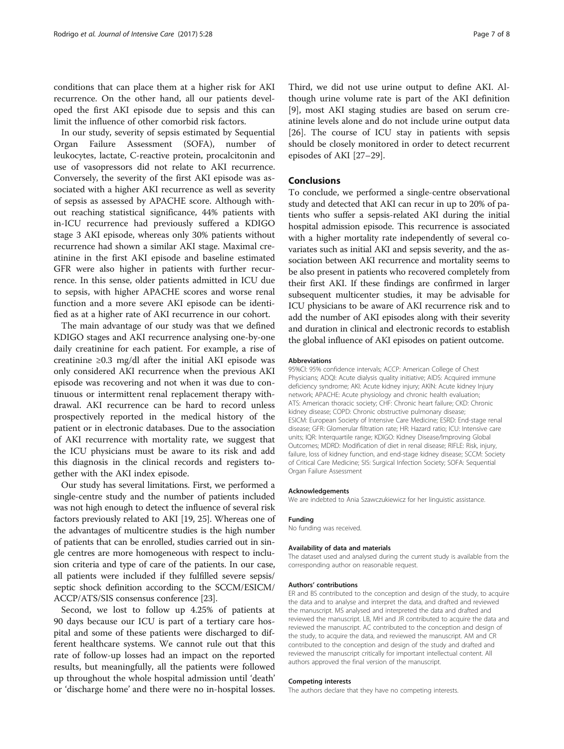conditions that can place them at a higher risk for AKI recurrence. On the other hand, all our patients developed the first AKI episode due to sepsis and this can limit the influence of other comorbid risk factors.

In our study, severity of sepsis estimated by Sequential Organ Failure Assessment (SOFA), number of leukocytes, lactate, C-reactive protein, procalcitonin and use of vasopressors did not relate to AKI recurrence. Conversely, the severity of the first AKI episode was associated with a higher AKI recurrence as well as severity of sepsis as assessed by APACHE score. Although without reaching statistical significance, 44% patients with in-ICU recurrence had previously suffered a KDIGO stage 3 AKI episode, whereas only 30% patients without recurrence had shown a similar AKI stage. Maximal creatinine in the first AKI episode and baseline estimated GFR were also higher in patients with further recurrence. In this sense, older patients admitted in ICU due to sepsis, with higher APACHE scores and worse renal function and a more severe AKI episode can be identified as at a higher rate of AKI recurrence in our cohort.

The main advantage of our study was that we defined KDIGO stages and AKI recurrence analysing one-by-one daily creatinine for each patient. For example, a rise of creatinine ≥0.3 mg/dl after the initial AKI episode was only considered AKI recurrence when the previous AKI episode was recovering and not when it was due to continuous or intermittent renal replacement therapy withdrawal. AKI recurrence can be hard to record unless prospectively reported in the medical history of the patient or in electronic databases. Due to the association of AKI recurrence with mortality rate, we suggest that the ICU physicians must be aware to its risk and add this diagnosis in the clinical records and registers together with the AKI index episode.

Our study has several limitations. First, we performed a single-centre study and the number of patients included was not high enough to detect the influence of several risk factors previously related to AKI [19, 25]. Whereas one of the advantages of multicentre studies is the high number of patients that can be enrolled, studies carried out in single centres are more homogeneous with respect to inclusion criteria and type of care of the patients. In our case, all patients were included if they fulfilled severe sepsis/septic shock definition according to the SCCM/ESICM/ACCP/ATS/SIS consensus conference [23].

Second, we lost to follow up 4.25% of patients at 90 days because our ICU is part of a tertiary care hospital and some of these patients were discharged to different healthcare systems. We cannot rule out that this rate of follow-up losses had an impact on the reported results, but meaningfully, all the patients were followed up throughout the whole hospital admission until 'death' or 'discharge home' and there were no in-hospital losses.

Third, we did not use urine output to define AKI. Although urine volume rate is part of the AKI definition [9], most AKI staging studies are based on serum creatinine levels alone and do not include urine output data [26]. The course of ICU stay in patients with sepsis should be closely monitored in order to detect recurrent episodes of AKI [27–29].

## Conclusions

To conclude, we performed a single-centre observational study and detected that AKI can recur in up to 20% of patients who suffer a sepsis-related AKI during the initial hospital admission episode. This recurrence is associated with a higher mortality rate independently of several covariates such as initial AKI and sepsis severity, and the association between AKI recurrence and mortality seems to be also present in patients who recovered completely from their first AKI. If these findings are confirmed in larger subsequent multicenter studies, it may be advisable for ICU physicians to be aware of AKI recurrence risk and to add the number of AKI episodes along with their severity and duration in clinical and electronic records to establish the global influence of AKI episodes on patient outcome.

#### Abbreviations

95%CI: 95% confidence intervals; ACCP: American College of Chest Physicians; ADQI: Acute dialysis quality initiative; AIDS: Acquired immune deficiency syndrome; AKI: Acute kidney injury; AKIN: Acute kidney Injury network; APACHE: Acute physiology and chronic health evaluation; ATS: American thoracic society; CHF: Chronic heart failure; CKD: Chronic kidney disease; COPD: Chronic obstructive pulmonary disease; ESICM: European Society of Intensive Care Medicine; ESRD: End-stage renal disease; GFR: Glomerular filtration rate; HR: Hazard ratio; ICU: Intensive care units; IQR: Interquartile range; KDIGO: Kidney Disease/Improving Global Outcomes; MDRD: Modification of diet in renal disease; RIFLE: Risk, injury, failure, loss of kidney function, and end-stage kidney disease; SCCM: Society of Critical Care Medicine; SIS: Surgical Infection Society; SOFA: Sequential Organ Failure Assessment

#### Acknowledgements

We are indebted to Ania Szawczukiewicz for her linguistic assistance.

#### Funding

No funding was received.

#### Availability of data and materials

The dataset used and analysed during the current study is available from the corresponding author on reasonable request.

#### Authors' contributions

ER and BS contributed to the conception and design of the study, to acquire the data and to analyse and interpret the data, and drafted and reviewed the manuscript. MS analysed and interpreted the data and drafted and reviewed the manuscript. LB, MH and JR contributed to acquire the data and reviewed the manuscript. AC contributed to the conception and design of the study, to acquire the data, and reviewed the manuscript. AM and CR contributed to the conception and design of the study and drafted and reviewed the manuscript critically for important intellectual content. All authors approved the final version of the manuscript.

#### Competing interests

The authors declare that they have no competing interests.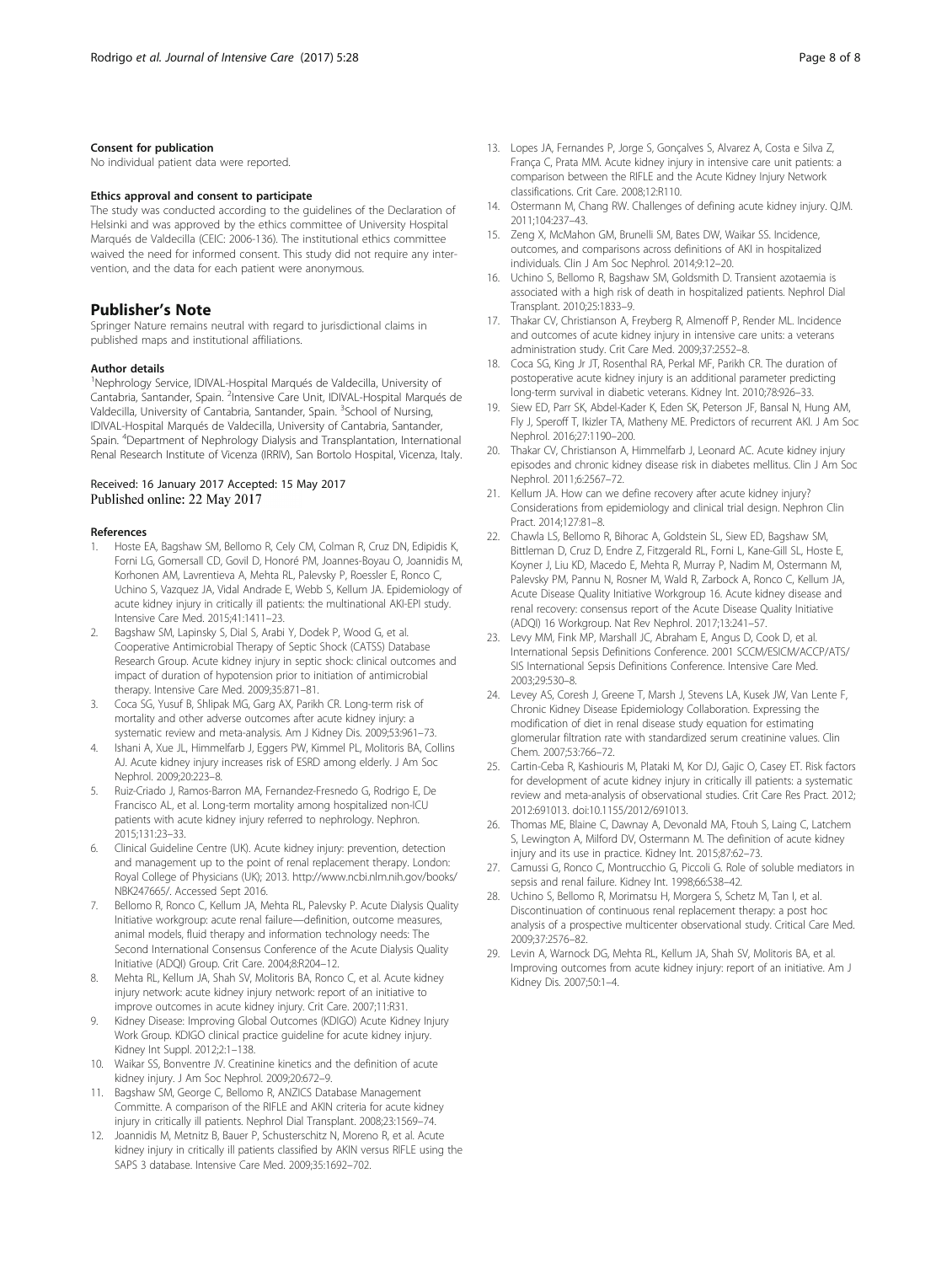#### Consent for publication

No individual patient data were reported.

#### Ethics approval and consent to participate

The study was conducted according to the guidelines of the Declaration of Helsinki and was approved by the ethics committee of University Hospital Marqués de Valdecilla (CEIC: 2006-136). The institutional ethics committee waived the need for informed consent. This study did not require any intervention, and the data for each patient were anonymous.

## Publisher's Note

Springer Nature remains neutral with regard to jurisdictional claims in published maps and institutional affiliations.

#### Author details

[1]Nephrology Service, IDIVAL-Hospital Marqués de Valdecilla, University of Cantabria, Santander, Spain. [2]Intensive Care Unit, IDIVAL-Hospital Marqués de Valdecilla, University of Cantabria, Santander, Spain. [3]School of Nursing, IDIVAL-Hospital Marqués de Valdecilla, University of Cantabria, Santander, Spain. [4]Department of Nephrology Dialysis and Transplantation, International Renal Research Institute of Vicenza (IRRIV), San Bortolo Hospital, Vicenza, Italy.

Received: 16 January 2017 Accepted: 15 May 2017
Published online: 22 May 2017

#### References

1. Hoste EA, Bagshaw SM, Bellomo R, Cely CM, Colman R, Cruz DN, Edipidis K, Forni LG, Gomersall CD, Govil D, Honoré PM, Joannes-Boyau O, Joannidis M, Korhonen AM, Lavrentieva A, Mehta RL, Palevsky P, Roessler E, Ronco C, Uchino S, Vazquez JA, Vidal Andrade E, Webb S, Kellum JA. Epidemiology of acute kidney injury in critically ill patients: the multinational AKI-EPI study. Intensive Care Med. 2015;41:1411–23.
2. Bagshaw SM, Lapinsky S, Dial S, Arabi Y, Dodek P, Wood G, et al. Cooperative Antimicrobial Therapy of Septic Shock (CATSS) Database Research Group. Acute kidney injury in septic shock: clinical outcomes and impact of duration of hypotension prior to initiation of antimicrobial therapy. Intensive Care Med. 2009;35:871–81.
3. Coca SG, Yusuf B, Shlipak MG, Garg AX, Parikh CR. Long-term risk of mortality and other adverse outcomes after acute kidney injury: a systematic review and meta-analysis. Am J Kidney Dis. 2009;53:961–73.
4. Ishani A, Xue JL, Himmelfarb J, Eggers PW, Kimmel PL, Molitoris BA, Collins AJ. Acute kidney injury increases risk of ESRD among elderly. J Am Soc Nephrol. 2009;20:223–8.
5. Ruiz-Criado J, Ramos-Barron MA, Fernandez-Fresnedo G, Rodrigo E, De Francisco AL, et al. Long-term mortality among hospitalized non-ICU patients with acute kidney injury referred to nephrology. Nephron. 2015;131:23–33.
6. Clinical Guideline Centre (UK). Acute kidney injury: prevention, detection and management up to the point of renal replacement therapy. London: Royal College of Physicians (UK); 2013. http://www.ncbi.nlm.nih.gov/books/NBK247665/. Accessed Sept 2016.
7. Bellomo R, Ronco C, Kellum JA, Mehta RL, Palevsky P. Acute Dialysis Quality Initiative workgroup: acute renal failure—definition, outcome measures, animal models, fluid therapy and information technology needs: The Second International Consensus Conference of the Acute Dialysis Quality Initiative (ADQI) Group. Crit Care. 2004;8:R204–12.
8. Mehta RL, Kellum JA, Shah SV, Molitoris BA, Ronco C, et al. Acute kidney injury network: acute kidney injury network: report of an initiative to improve outcomes in acute kidney injury. Crit Care. 2007;11:R31.
9. Kidney Disease: Improving Global Outcomes (KDIGO) Acute Kidney Injury Work Group. KDIGO clinical practice guideline for acute kidney injury. Kidney Int Suppl. 2012;2:1–138.
10. Waikar SS, Bonventre JV. Creatinine kinetics and the definition of acute kidney injury. J Am Soc Nephrol. 2009;20:672–9.
11. Bagshaw SM, George C, Bellomo R, ANZICS Database Management Committe. A comparison of the RIFLE and AKIN criteria for acute kidney injury in critically ill patients. Nephrol Dial Transplant. 2008;23:1569–74.
12. Joannidis M, Metnitz B, Bauer P, Schusterschitz N, Moreno R, et al. Acute kidney injury in critically ill patients classified by AKIN versus RIFLE using the SAPS 3 database. Intensive Care Med. 2009;35:1692–702.
13. Lopes JA, Fernandes P, Jorge S, Gonçalves S, Alvarez A, Costa e Silva Z, França C, Prata MM. Acute kidney injury in intensive care unit patients: a comparison between the RIFLE and the Acute Kidney Injury Network classifications. Crit Care. 2008;12:R110.
14. Ostermann M, Chang RW. Challenges of defining acute kidney injury. QJM. 2011;104:237–43.
15. Zeng X, McMahon GM, Brunelli SM, Bates DW, Waikar SS. Incidence, outcomes, and comparisons across definitions of AKI in hospitalized individuals. Clin J Am Soc Nephrol. 2014;9:12–20.
16. Uchino S, Bellomo R, Bagshaw SM, Goldsmith D. Transient azotaemia is associated with a high risk of death in hospitalized patients. Nephrol Dial Transplant. 2010;25:1833–9.
17. Thakar CV, Christianson A, Freyberg R, Almenoff P, Render ML. Incidence and outcomes of acute kidney injury in intensive care units: a veterans administration study. Crit Care Med. 2009;37:2552–8.
18. Coca SG, King Jr JT, Rosenthal RA, Perkal MF, Parikh CR. The duration of postoperative acute kidney injury is an additional parameter predicting long-term survival in diabetic veterans. Kidney Int. 2010;78:926–33.
19. Siew ED, Parr SK, Abdel-Kader K, Eden SK, Peterson JF, Bansal N, Hung AM, Fly J, Speroff T, Ikizler TA, Matheny ME. Predictors of recurrent AKI. J Am Soc Nephrol. 2016;27:1190–200.
20. Thakar CV, Christianson A, Himmelfarb J, Leonard AC. Acute kidney injury episodes and chronic kidney disease risk in diabetes mellitus. Clin J Am Soc Nephrol. 2011;6:2567–72.
21. Kellum JA. How can we define recovery after acute kidney injury? Considerations from epidemiology and clinical trial design. Nephron Clin Pract. 2014;127:81–8.
22. Chawla LS, Bellomo R, Bihorac A, Goldstein SL, Siew ED, Bagshaw SM, Bittleman D, Cruz D, Endre Z, Fitzgerald RL, Forni L, Kane-Gill SL, Hoste E, Koyner J, Liu KD, Macedo E, Mehta R, Murray P, Nadim M, Ostermann M, Palevsky PM, Pannu N, Rosner M, Wald R, Zarbock A, Ronco C, Kellum JA, Acute Disease Quality Initiative Workgroup 16. Acute kidney disease and renal recovery: consensus report of the Acute Disease Quality Initiative (ADQI) 16 Workgroup. Nat Rev Nephrol. 2017;13:241–57.
23. Levy MM, Fink MP, Marshall JC, Abraham E, Angus D, Cook D, et al. International Sepsis Definitions Conference. 2001 SCCM/ESICM/ACCP/ATS/SIS International Sepsis Definitions Conference. Intensive Care Med. 2003;29:530–8.
24. Levey AS, Coresh J, Greene T, Marsh J, Stevens LA, Kusek JW, Van Lente F, Chronic Kidney Disease Epidemiology Collaboration. Expressing the modification of diet in renal disease study equation for estimating glomerular filtration rate with standardized serum creatinine values. Clin Chem. 2007;53:766–72.
25. Cartin-Ceba R, Kashiouris M, Plataki M, Kor DJ, Gajic O, Casey ET. Risk factors for development of acute kidney injury in critically ill patients: a systematic review and meta-analysis of observational studies. Crit Care Res Pract. 2012; 2012:691013. doi:10.1155/2012/691013.
26. Thomas ME, Blaine C, Dawnay A, Devonald MA, Ftouh S, Laing C, Latchem S, Lewington A, Milford DV, Ostermann M. The definition of acute kidney injury and its use in practice. Kidney Int. 2015;87:62–73.
27. Camussi G, Ronco C, Montrucchio G, Piccoli G. Role of soluble mediators in sepsis and renal failure. Kidney Int. 1998;66:S38–42.
28. Uchino S, Bellomo R, Morimatsu H, Morgera S, Schetz M, Tan I, et al. Discontinuation of continuous renal replacement therapy: a post hoc analysis of a prospective multicenter observational study. Critical Care Med. 2009;37:2576–82.
29. Levin A, Warnock DG, Mehta RL, Kellum JA, Shah SV, Molitoris BA, et al. Improving outcomes from acute kidney injury: report of an initiative. Am J Kidney Dis. 2007;50:1–4.